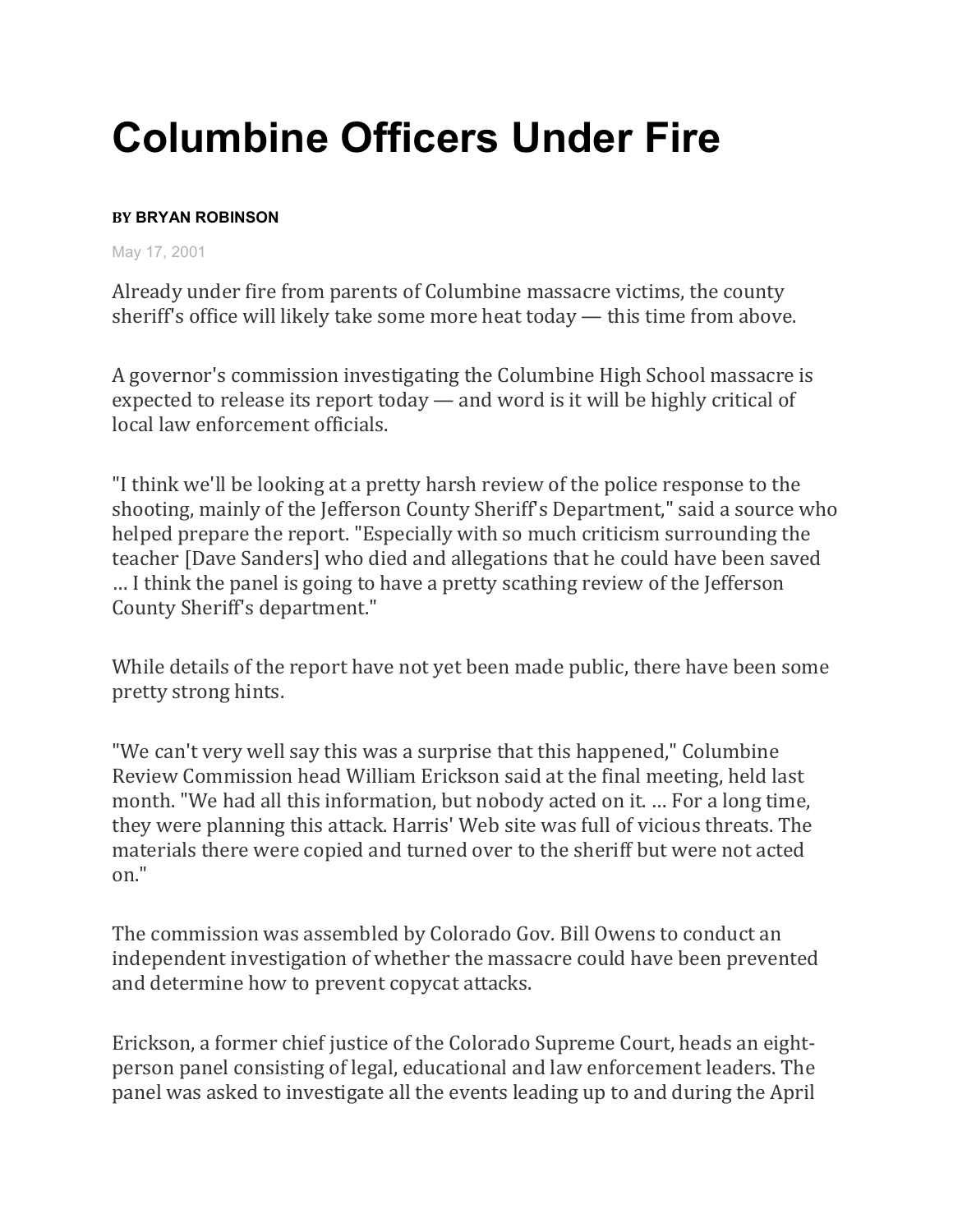# Columbine Officers Under Fire

**BY BRYAN ROBINSON**

May 17, 2001

Already under fire from parents of Columbine massacre victims, the county sheriff's office will likely take some more heat today — this time from above.

A governor's commission investigating the Columbine High School massacre is expected to release its report today — and word is it will be highly critical of local law enforcement officials.

"I think we'll be looking at a pretty harsh review of the police response to the shooting, mainly of the Jefferson County Sheriff's Department," said a source who helped prepare the report. "Especially with so much criticism surrounding the teacher [Dave Sanders] who died and allegations that he could have been saved … I think the panel is going to have a pretty scathing review of the Jefferson County Sheriff's department."

While details of the report have not yet been made public, there have been some pretty strong hints.

"We can't very well say this was a surprise that this happened," Columbine Review Commission head William Erickson said at the final meeting, held last month. "We had all this information, but nobody acted on it. … For a long time, they were planning this attack. Harris' Web site was full of vicious threats. The materials there were copied and turned over to the sheriff but were not acted on."

The commission was assembled by Colorado Gov. Bill Owens to conduct an independent investigation of whether the massacre could have been prevented and determine how to prevent copycat attacks.

Erickson, a former chief justice of the Colorado Supreme Court, heads an eight-person panel consisting of legal, educational and law enforcement leaders. The panel was asked to investigate all the events leading up to and during the April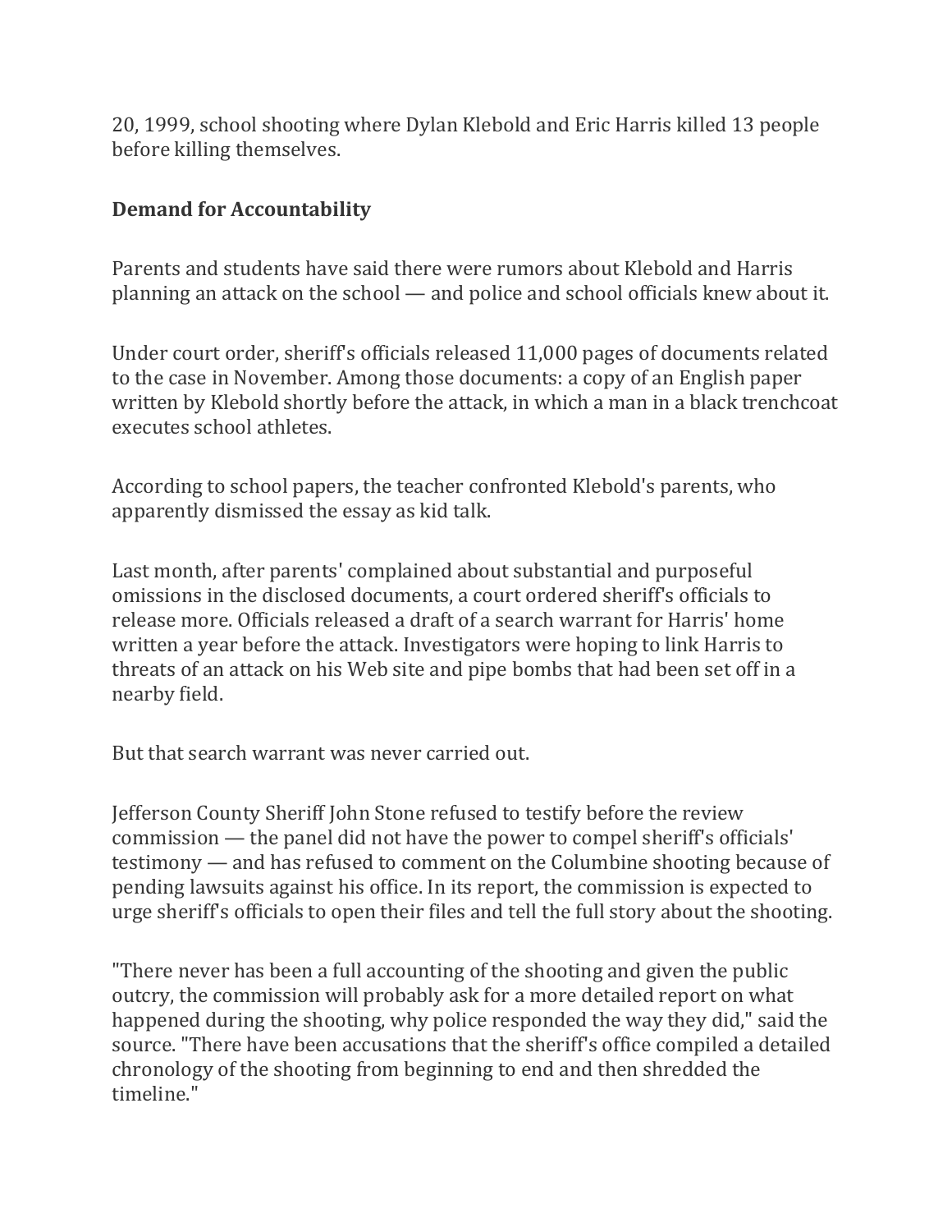20, 1999, school shooting where Dylan Klebold and Eric Harris killed 13 people before killing themselves.

**Demand for Accountability**

Parents and students have said there were rumors about Klebold and Harris planning an attack on the school — and police and school officials knew about it.

Under court order, sheriff's officials released 11,000 pages of documents related to the case in November. Among those documents: a copy of an English paper written by Klebold shortly before the attack, in which a man in a black trenchcoat executes school athletes.

According to school papers, the teacher confronted Klebold's parents, who apparently dismissed the essay as kid talk.

Last month, after parents' complained about substantial and purposeful omissions in the disclosed documents, a court ordered sheriff's officials to release more. Officials released a draft of a search warrant for Harris' home written a year before the attack. Investigators were hoping to link Harris to threats of an attack on his Web site and pipe bombs that had been set off in a nearby field.

But that search warrant was never carried out.

Jefferson County Sheriff John Stone refused to testify before the review commission — the panel did not have the power to compel sheriff's officials' testimony — and has refused to comment on the Columbine shooting because of pending lawsuits against his office. In its report, the commission is expected to urge sheriff's officials to open their files and tell the full story about the shooting.

"There never has been a full accounting of the shooting and given the public outcry, the commission will probably ask for a more detailed report on what happened during the shooting, why police responded the way they did," said the source. "There have been accusations that the sheriff's office compiled a detailed chronology of the shooting from beginning to end and then shredded the timeline."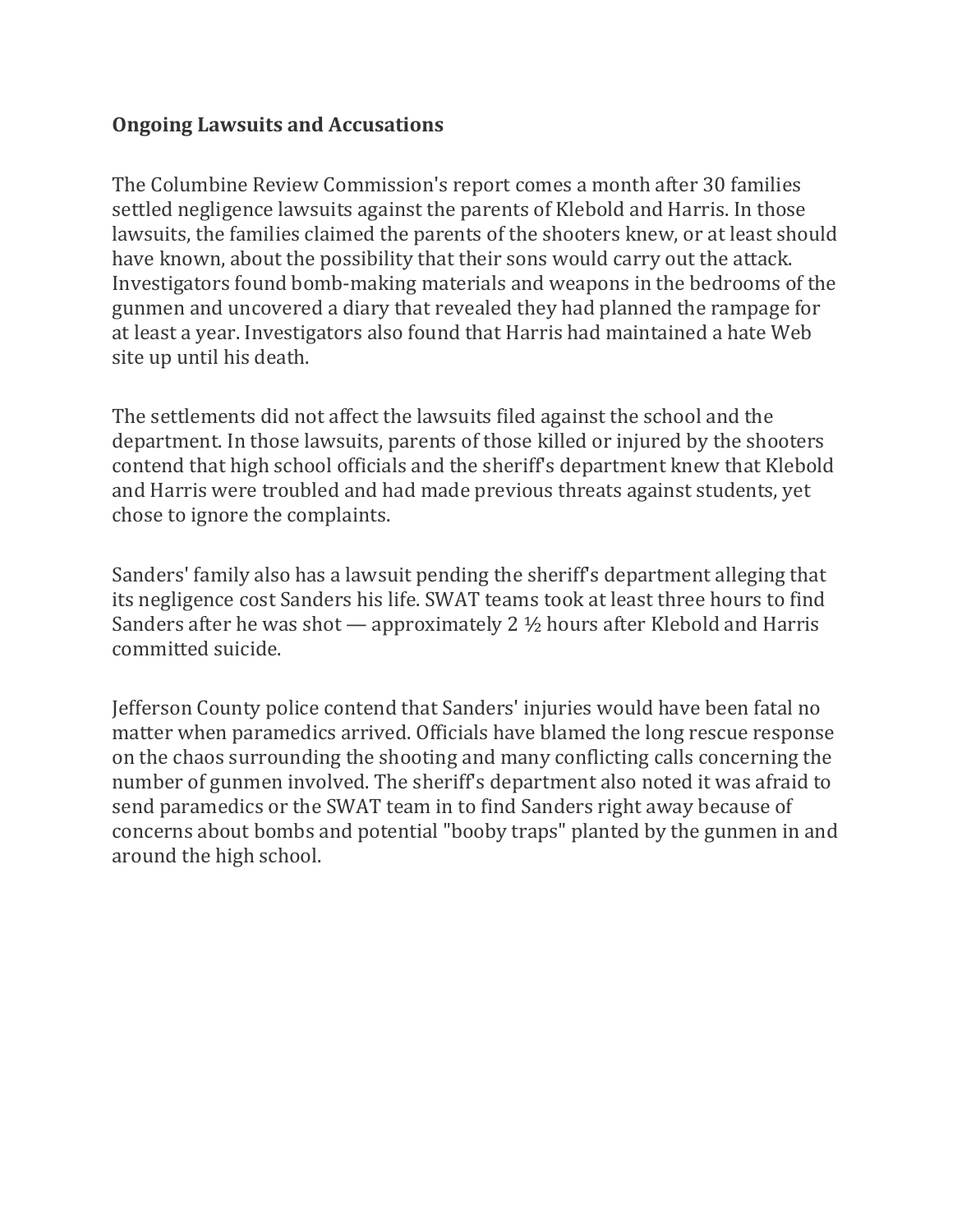**Ongoing Lawsuits and Accusations**

The Columbine Review Commission's report comes a month after 30 families settled negligence lawsuits against the parents of Klebold and Harris. In those lawsuits, the families claimed the parents of the shooters knew, or at least should have known, about the possibility that their sons would carry out the attack. Investigators found bomb-making materials and weapons in the bedrooms of the gunmen and uncovered a diary that revealed they had planned the rampage for at least a year. Investigators also found that Harris had maintained a hate Web site up until his death.

The settlements did not affect the lawsuits filed against the school and the department. In those lawsuits, parents of those killed or injured by the shooters contend that high school officials and the sheriff's department knew that Klebold and Harris were troubled and had made previous threats against students, yet chose to ignore the complaints.

Sanders' family also has a lawsuit pending the sheriff's department alleging that its negligence cost Sanders his life. SWAT teams took at least three hours to find Sanders after he was shot — approximately 2 ½ hours after Klebold and Harris committed suicide.

Jefferson County police contend that Sanders' injuries would have been fatal no matter when paramedics arrived. Officials have blamed the long rescue response on the chaos surrounding the shooting and many conflicting calls concerning the number of gunmen involved. The sheriff's department also noted it was afraid to send paramedics or the SWAT team in to find Sanders right away because of concerns about bombs and potential "booby traps" planted by the gunmen in and around the high school.